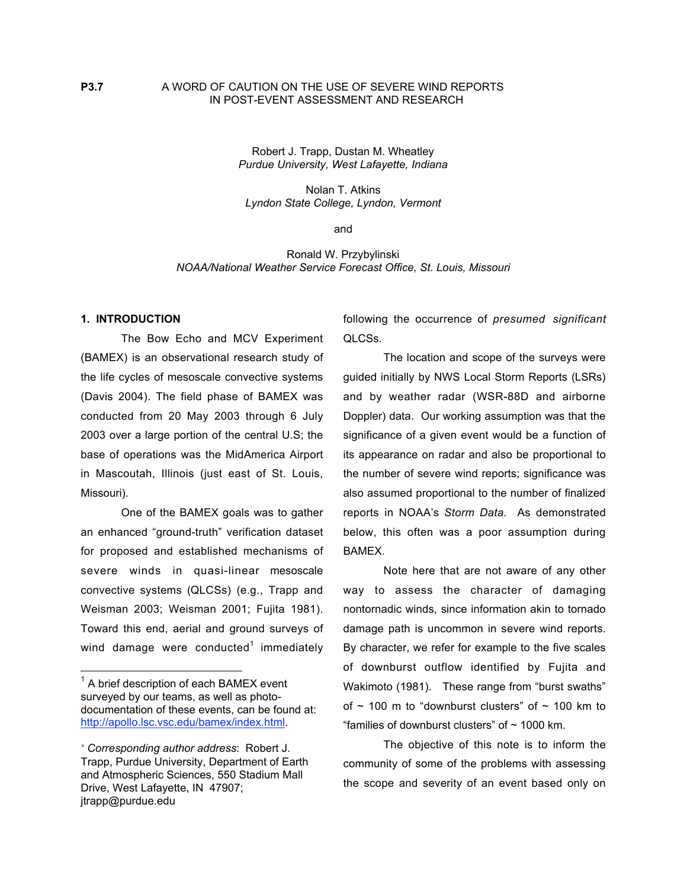**P3.7** A WORD OF CAUTION ON THE USE OF SEVERE WIND REPORTS IN POST-EVENT ASSESSMENT AND RESEARCH

Robert J. Trapp, Dustan M. Wheatley
*Purdue University, West Lafayette, Indiana*

Nolan T. Atkins
*Lyndon State College, Lyndon, Vermont*

and

Ronald W. Przybylinski
*NOAA/National Weather Service Forecast Office, St. Louis, Missouri*

## 1. INTRODUCTION

The Bow Echo and MCV Experiment (BAMEX) is an observational research study of the life cycles of mesoscale convective systems (Davis 2004). The field phase of BAMEX was conducted from 20 May 2003 through 6 July 2003 over a large portion of the central U.S; the base of operations was the MidAmerica Airport in Mascoutah, Illinois (just east of St. Louis, Missouri).

One of the BAMEX goals was to gather an enhanced "ground-truth" verification dataset for proposed and established mechanisms of severe winds in quasi-linear mesoscale convective systems (QLCSs) (e.g., Trapp and Weisman 2003; Weisman 2001; Fujita 1981). Toward this end, aerial and ground surveys of wind damage were conducted[1] immediately following the occurrence of *presumed significant* QLCSs.

The location and scope of the surveys were guided initially by NWS Local Storm Reports (LSRs) and by weather radar (WSR-88D and airborne Doppler) data. Our working assumption was that the significance of a given event would be a function of its appearance on radar and also be proportional to the number of severe wind reports; significance was also assumed proportional to the number of finalized reports in NOAA's *Storm Data*. As demonstrated below, this often was a poor assumption during BAMEX.

Note here that are not aware of any other way to assess the character of damaging nontornadic winds, since information akin to tornado damage path is uncommon in severe wind reports. By character, we refer for example to the five scales of downburst outflow identified by Fujita and Wakimoto (1981). These range from "burst swaths" of ~ 100 m to "downburst clusters" of ~ 100 km to "families of downburst clusters" of ~ 1000 km.

The objective of this note is to inform the community of some of the problems with assessing the scope and severity of an event based only on

---

[1] A brief description of each BAMEX event surveyed by our teams, as well as photo-documentation of these events, can be found at: http://apollo.lsc.vsc.edu/bamex/index.html.

* *Corresponding author address*: Robert J. Trapp, Purdue University, Department of Earth and Atmospheric Sciences, 550 Stadium Mall Drive, West Lafayette, IN 47907; jtrapp@purdue.edu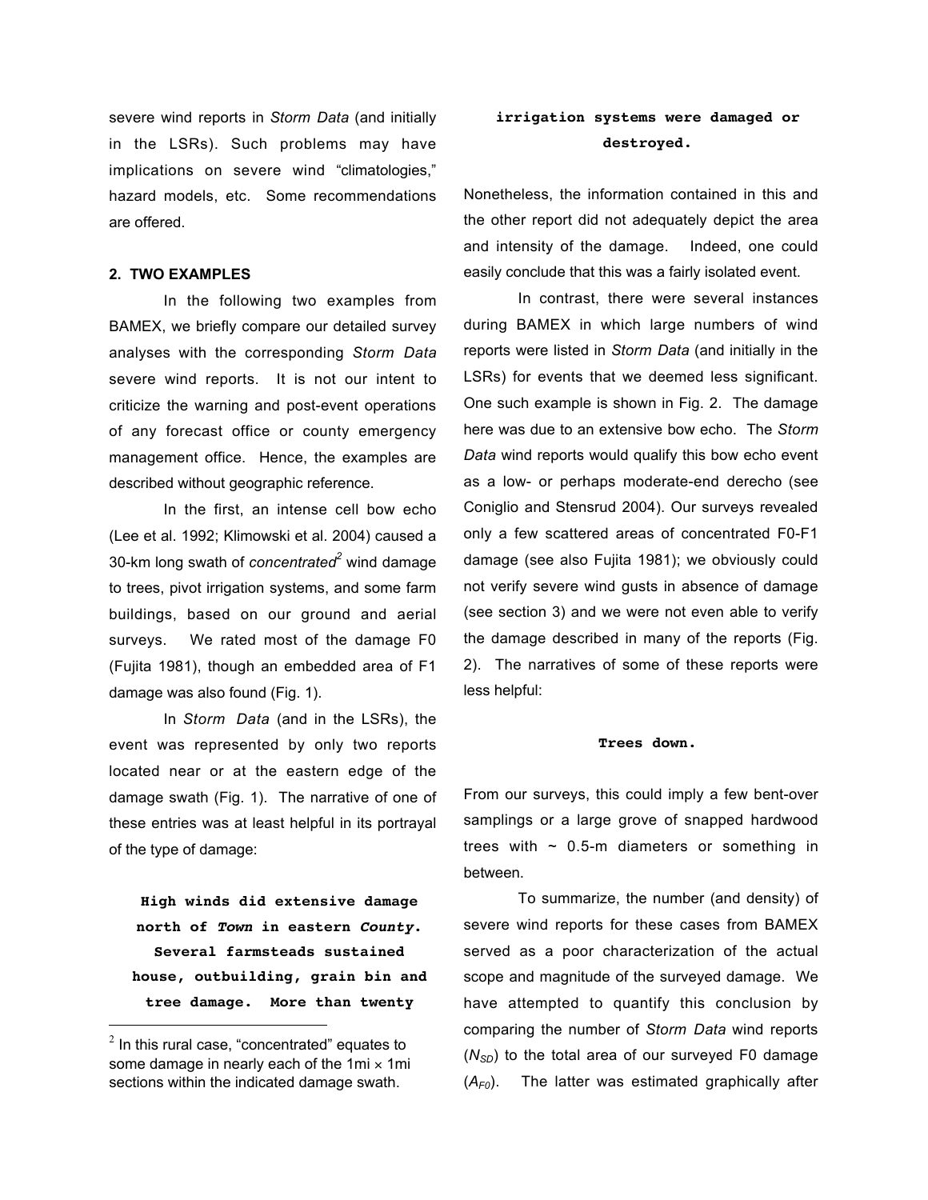severe wind reports in *Storm Data* (and initially in the LSRs). Such problems may have implications on severe wind "climatologies," hazard models, etc. Some recommendations are offered.

## 2. TWO EXAMPLES

In the following two examples from BAMEX, we briefly compare our detailed survey analyses with the corresponding *Storm Data* severe wind reports. It is not our intent to criticize the warning and post-event operations of any forecast office or county emergency management office. Hence, the examples are described without geographic reference.

In the first, an intense cell bow echo (Lee et al. 1992; Klimowski et al. 2004) caused a 30-km long swath of *concentrated*[2] wind damage to trees, pivot irrigation systems, and some farm buildings, based on our ground and aerial surveys. We rated most of the damage F0 (Fujita 1981), though an embedded area of F1 damage was also found (Fig. 1).

In *Storm Data* (and in the LSRs), the event was represented by only two reports located near or at the eastern edge of the damage swath (Fig. 1). The narrative of one of these entries was at least helpful in its portrayal of the type of damage:

> **High winds did extensive damage north of *Town* in eastern *County*. Several farmsteads sustained house, outbuilding, grain bin and tree damage. More than twenty irrigation systems were damaged or destroyed.**

Nonetheless, the information contained in this and the other report did not adequately depict the area and intensity of the damage. Indeed, one could easily conclude that this was a fairly isolated event.

In contrast, there were several instances during BAMEX in which large numbers of wind reports were listed in *Storm Data* (and initially in the LSRs) for events that we deemed less significant. One such example is shown in Fig. 2. The damage here was due to an extensive bow echo. The *Storm Data* wind reports would qualify this bow echo event as a low- or perhaps moderate-end derecho (see Coniglio and Stensrud 2004). Our surveys revealed only a few scattered areas of concentrated F0-F1 damage (see also Fujita 1981); we obviously could not verify severe wind gusts in absence of damage (see section 3) and we were not even able to verify the damage described in many of the reports (Fig. 2). The narratives of some of these reports were less helpful:

> **Trees down.**

From our surveys, this could imply a few bent-over samplings or a large grove of snapped hardwood trees with ~ 0.5-m diameters or something in between.

To summarize, the number (and density) of severe wind reports for these cases from BAMEX served as a poor characterization of the actual scope and magnitude of the surveyed damage. We have attempted to quantify this conclusion by comparing the number of *Storm Data* wind reports ($N_{SD}$) to the total area of our surveyed F0 damage ($A_{F0}$). The latter was estimated graphically after

[2] In this rural case, "concentrated" equates to some damage in nearly each of the 1mi × 1mi sections within the indicated damage swath.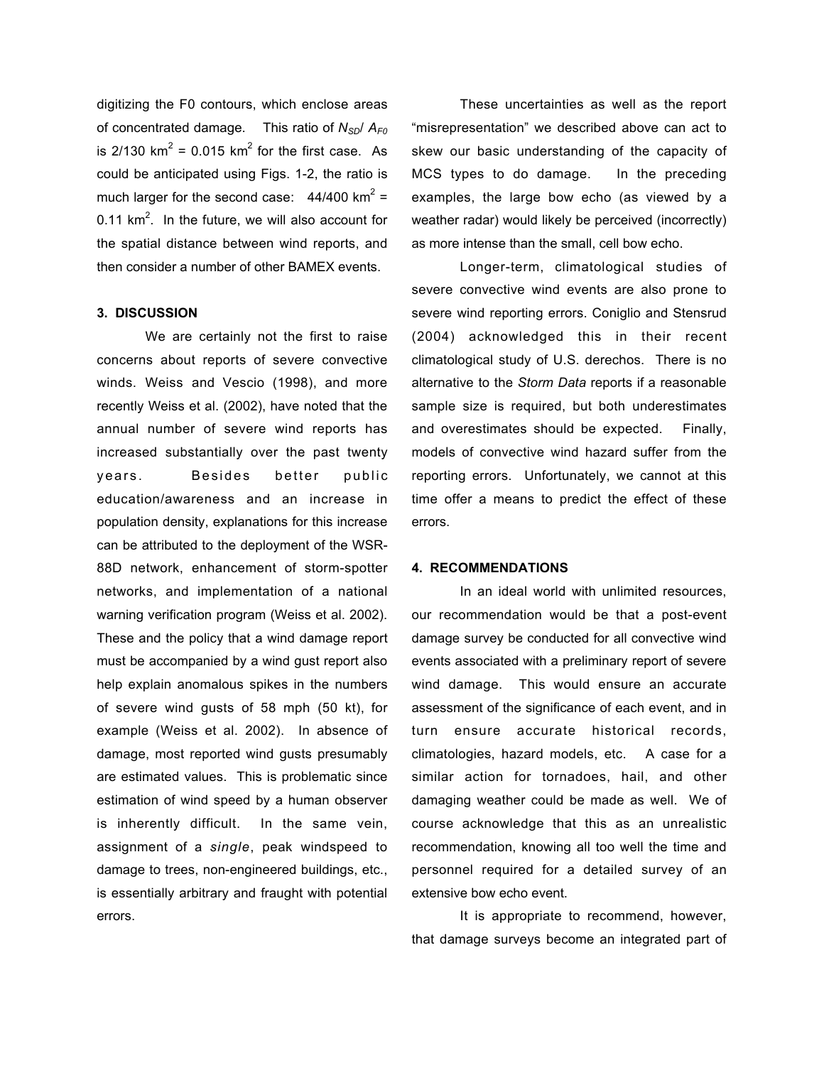digitizing the F0 contours, which enclose areas of concentrated damage. This ratio of $N_{SD}/A_{F0}$ is 2/130 km$^2$ = 0.015 km$^2$ for the first case. As could be anticipated using Figs. 1-2, the ratio is much larger for the second case: 44/400 km$^2$ = 0.11 km$^2$. In the future, we will also account for the spatial distance between wind reports, and then consider a number of other BAMEX events.

### 3. DISCUSSION

We are certainly not the first to raise concerns about reports of severe convective winds. Weiss and Vescio (1998), and more recently Weiss et al. (2002), have noted that the annual number of severe wind reports has increased substantially over the past twenty years. Besides better public education/awareness and an increase in population density, explanations for this increase can be attributed to the deployment of the WSR-88D network, enhancement of storm-spotter networks, and implementation of a national warning verification program (Weiss et al. 2002). These and the policy that a wind damage report must be accompanied by a wind gust report also help explain anomalous spikes in the numbers of severe wind gusts of 58 mph (50 kt), for example (Weiss et al. 2002). In absence of damage, most reported wind gusts presumably are estimated values. This is problematic since estimation of wind speed by a human observer is inherently difficult. In the same vein, assignment of a *single*, peak windspeed to damage to trees, non-engineered buildings, etc., is essentially arbitrary and fraught with potential errors.

These uncertainties as well as the report "misrepresentation" we described above can act to skew our basic understanding of the capacity of MCS types to do damage. In the preceding examples, the large bow echo (as viewed by a weather radar) would likely be perceived (incorrectly) as more intense than the small, cell bow echo.

Longer-term, climatological studies of severe convective wind events are also prone to severe wind reporting errors. Coniglio and Stensrud (2004) acknowledged this in their recent climatological study of U.S. derechos. There is no alternative to the *Storm Data* reports if a reasonable sample size is required, but both underestimates and overestimates should be expected. Finally, models of convective wind hazard suffer from the reporting errors. Unfortunately, we cannot at this time offer a means to predict the effect of these errors.

### 4. RECOMMENDATIONS

In an ideal world with unlimited resources, our recommendation would be that a post-event damage survey be conducted for all convective wind events associated with a preliminary report of severe wind damage. This would ensure an accurate assessment of the significance of each event, and in turn ensure accurate historical records, climatologies, hazard models, etc. A case for a similar action for tornadoes, hail, and other damaging weather could be made as well. We of course acknowledge that this as an unrealistic recommendation, knowing all too well the time and personnel required for a detailed survey of an extensive bow echo event.

It is appropriate to recommend, however, that damage surveys become an integrated part of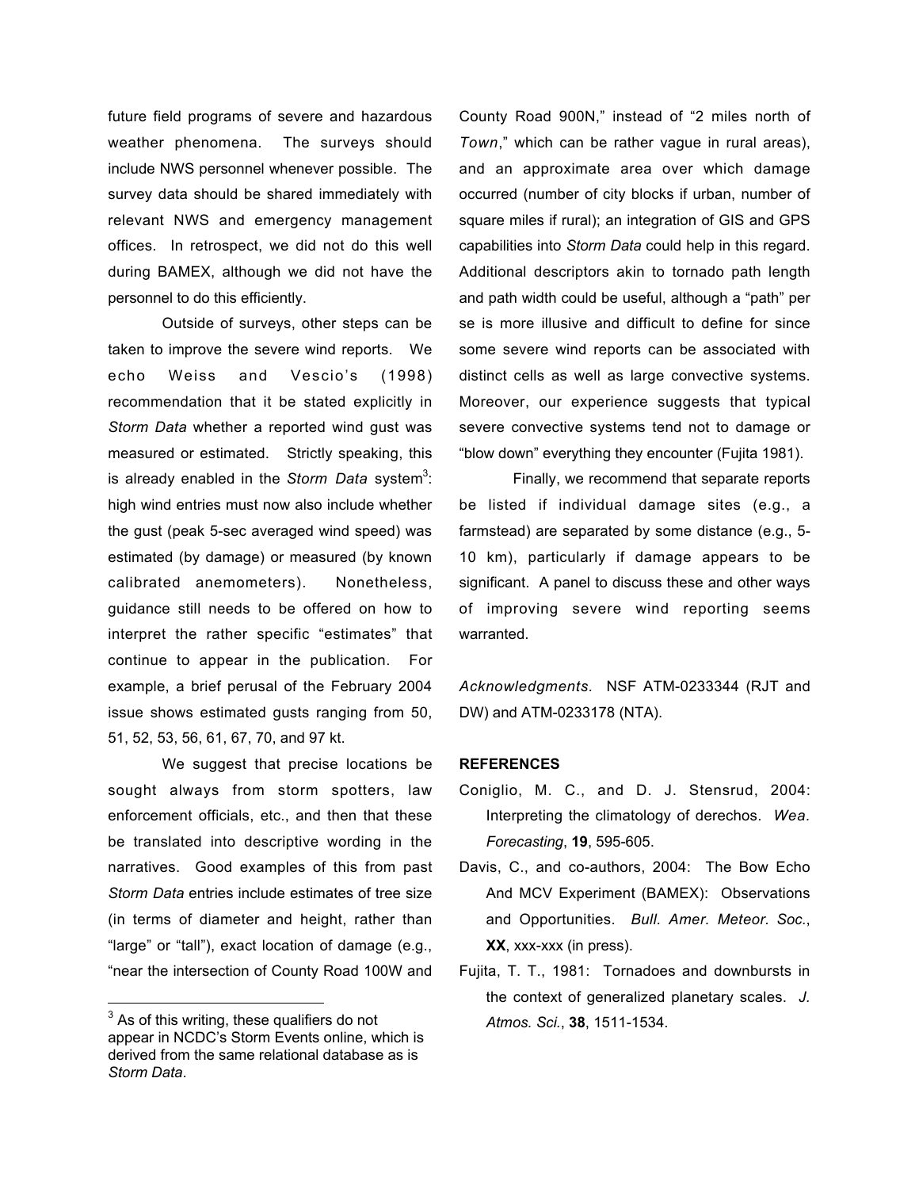future field programs of severe and hazardous weather phenomena. The surveys should include NWS personnel whenever possible. The survey data should be shared immediately with relevant NWS and emergency management offices. In retrospect, we did not do this well during BAMEX, although we did not have the personnel to do this efficiently.

Outside of surveys, other steps can be taken to improve the severe wind reports. We echo Weiss and Vescio's (1998) recommendation that it be stated explicitly in *Storm Data* whether a reported wind gust was measured or estimated. Strictly speaking, this is already enabled in the *Storm Data* system[3]: high wind entries must now also include whether the gust (peak 5-sec averaged wind speed) was estimated (by damage) or measured (by known calibrated anemometers). Nonetheless, guidance still needs to be offered on how to interpret the rather specific "estimates" that continue to appear in the publication. For example, a brief perusal of the February 2004 issue shows estimated gusts ranging from 50, 51, 52, 53, 56, 61, 67, 70, and 97 kt.

We suggest that precise locations be sought always from storm spotters, law enforcement officials, etc., and then that these be translated into descriptive wording in the narratives. Good examples of this from past *Storm Data* entries include estimates of tree size (in terms of diameter and height, rather than "large" or "tall"), exact location of damage (e.g., "near the intersection of County Road 100W and County Road 900N," instead of "2 miles north of *Town*," which can be rather vague in rural areas), and an approximate area over which damage occurred (number of city blocks if urban, number of square miles if rural); an integration of GIS and GPS capabilities into *Storm Data* could help in this regard. Additional descriptors akin to tornado path length and path width could be useful, although a "path" per se is more illusive and difficult to define for since some severe wind reports can be associated with distinct cells as well as large convective systems. Moreover, our experience suggests that typical severe convective systems tend not to damage or "blow down" everything they encounter (Fujita 1981).

Finally, we recommend that separate reports be listed if individual damage sites (e.g., a farmstead) are separated by some distance (e.g., 5-10 km), particularly if damage appears to be significant. A panel to discuss these and other ways of improving severe wind reporting seems warranted.

*Acknowledgments.* NSF ATM-0233344 (RJT and DW) and ATM-0233178 (NTA).

**REFERENCES**

Coniglio, M. C., and D. J. Stensrud, 2004: Interpreting the climatology of derechos. *Wea. Forecasting*, **19**, 595-605.

Davis, C., and co-authors, 2004: The Bow Echo And MCV Experiment (BAMEX): Observations and Opportunities. *Bull. Amer. Meteor. Soc.*, **XX**, xxx-xxx (in press).

Fujita, T. T., 1981: Tornadoes and downbursts in the context of generalized planetary scales. *J. Atmos. Sci.*, **38**, 1511-1534.

---

[3] As of this writing, these qualifiers do not appear in NCDC's Storm Events online, which is derived from the same relational database as is *Storm Data*.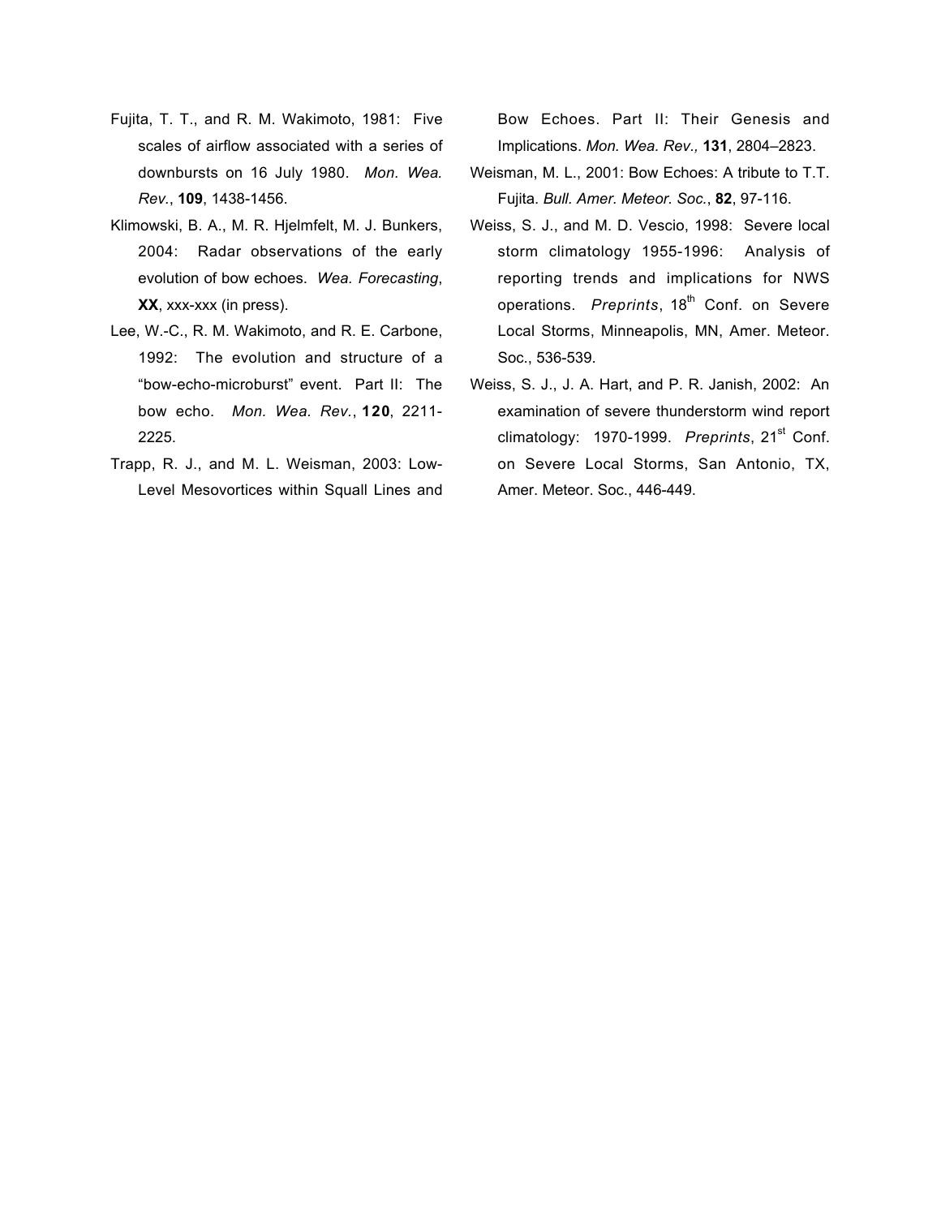Fujita, T. T., and R. M. Wakimoto, 1981: Five scales of airflow associated with a series of downbursts on 16 July 1980. *Mon. Wea. Rev.*, **109**, 1438-1456.

Klimowski, B. A., M. R. Hjelmfelt, M. J. Bunkers, 2004: Radar observations of the early evolution of bow echoes. *Wea. Forecasting*, **XX**, xxx-xxx (in press).

Lee, W.-C., R. M. Wakimoto, and R. E. Carbone, 1992: The evolution and structure of a "bow-echo-microburst" event. Part II: The bow echo. *Mon. Wea. Rev.*, **120**, 2211-2225.

Trapp, R. J., and M. L. Weisman, 2003: Low-Level Mesovortices within Squall Lines and Bow Echoes. Part II: Their Genesis and Implications. *Mon. Wea. Rev.,* **131**, 2804–2823.

Weisman, M. L., 2001: Bow Echoes: A tribute to T.T. Fujita. *Bull. Amer. Meteor. Soc.*, **82**, 97-116.

Weiss, S. J., and M. D. Vescio, 1998: Severe local storm climatology 1955-1996: Analysis of reporting trends and implications for NWS operations. *Preprints*, 18th Conf. on Severe Local Storms, Minneapolis, MN, Amer. Meteor. Soc., 536-539.

Weiss, S. J., J. A. Hart, and P. R. Janish, 2002: An examination of severe thunderstorm wind report climatology: 1970-1999. *Preprints*, 21st Conf. on Severe Local Storms, San Antonio, TX, Amer. Meteor. Soc., 446-449.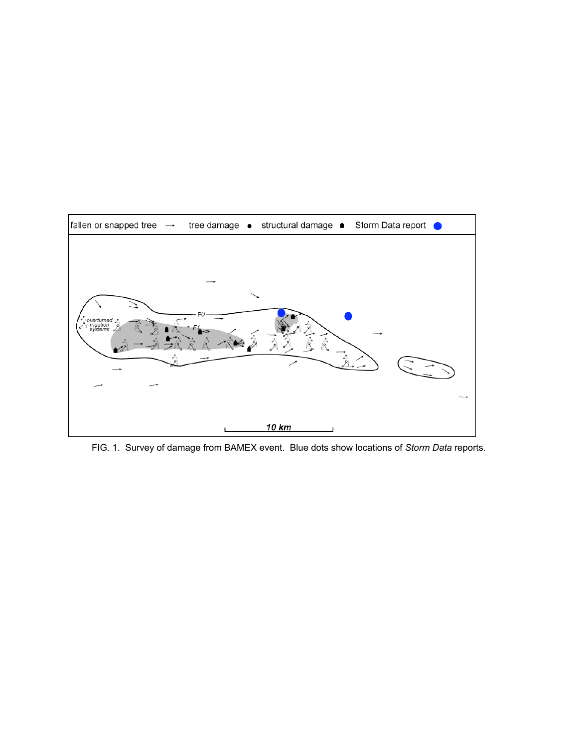FIG. 1. Survey of damage from BAMEX event. Blue dots show locations of *Storm Data* reports.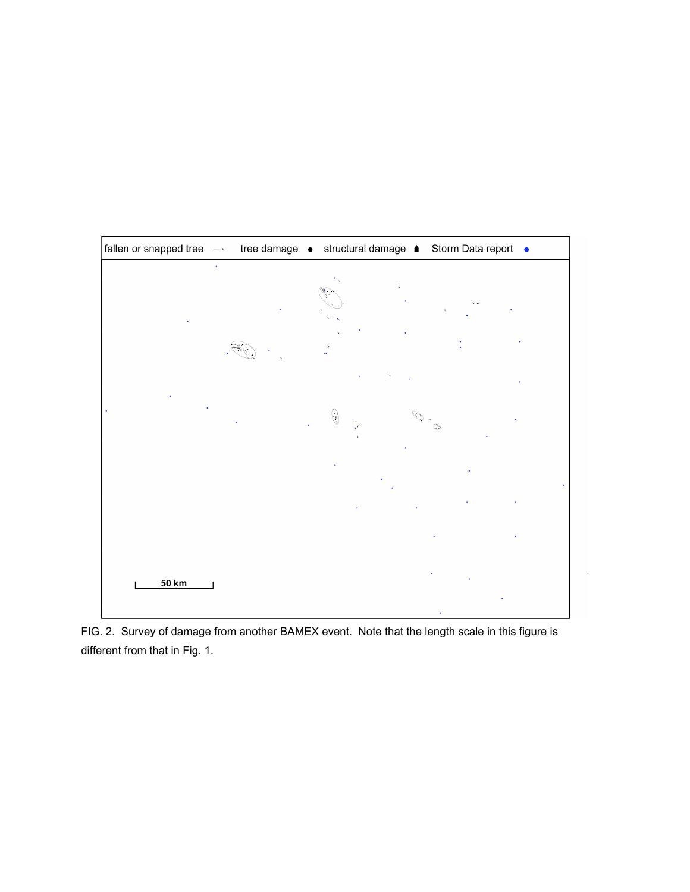fallen or snapped tree → tree damage ● structural damage ▲ Storm Data report ●

50 km

FIG. 2. Survey of damage from another BAMEX event. Note that the length scale in this figure is different from that in Fig. 1.